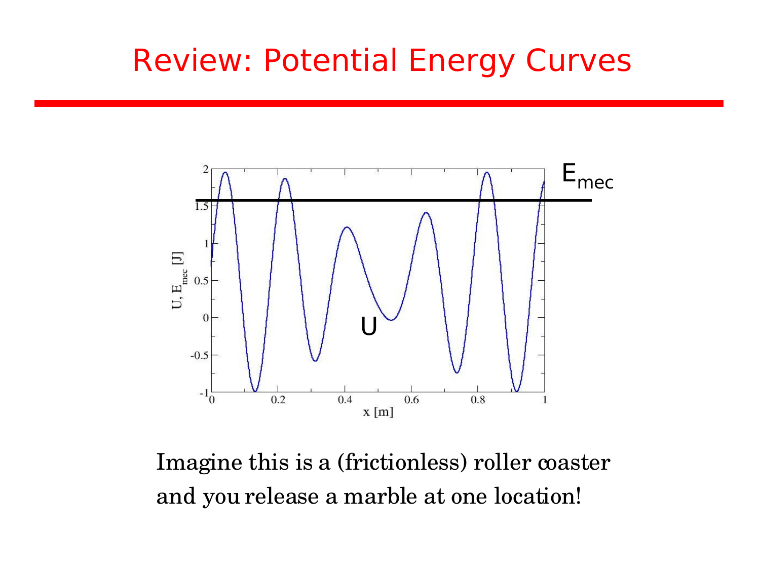# Review: Potential Energy Curves

Imagine this is a (frictionless) roller coaster and you release a marble at one location!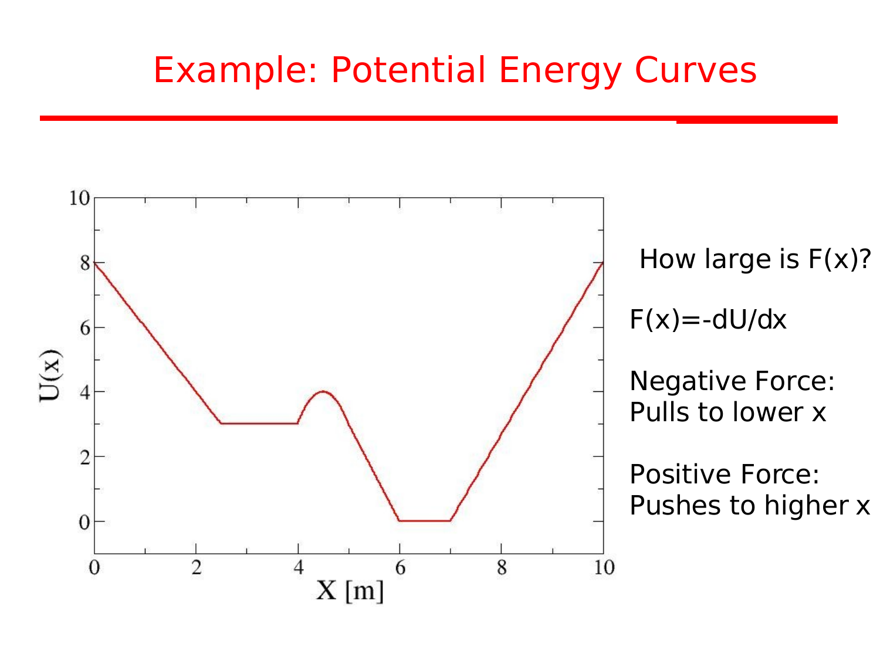# Example: Potential Energy Curves

How large is F(x)?

$F(x) = -dU/dx$

Negative Force:
Pulls to lower x

Positive Force:
Pushes to higher x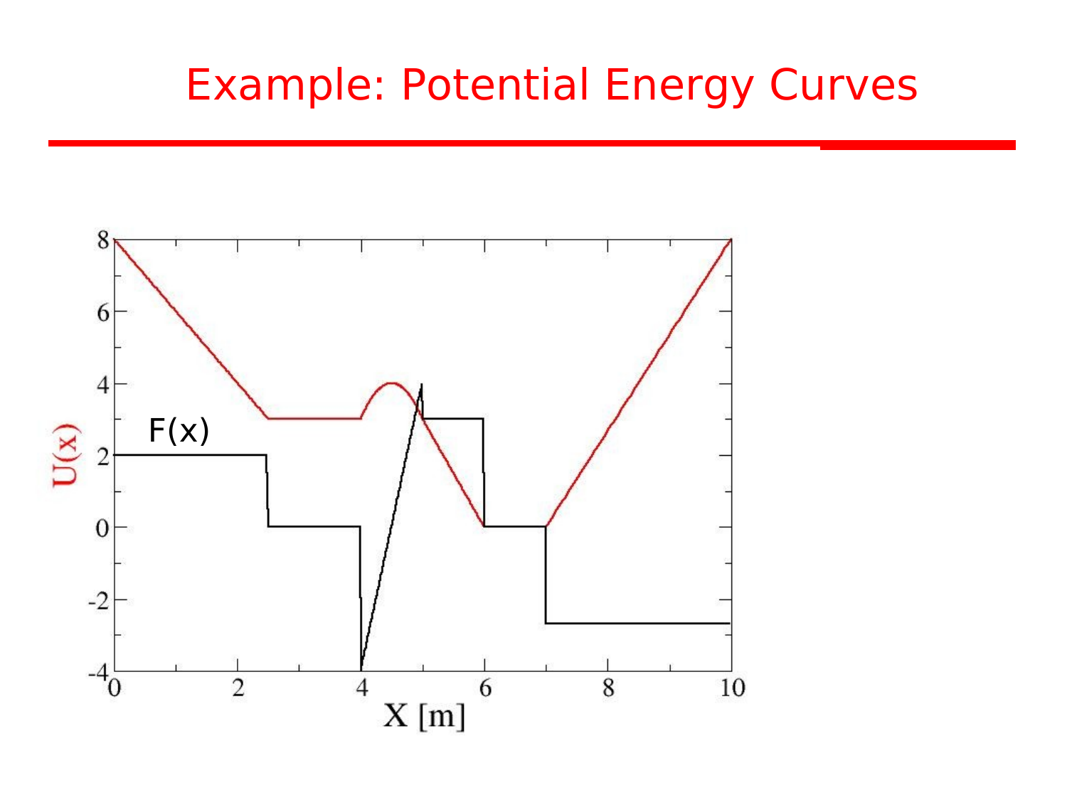# Example: Potential Energy Curves

F(x)

U(x)

X [m]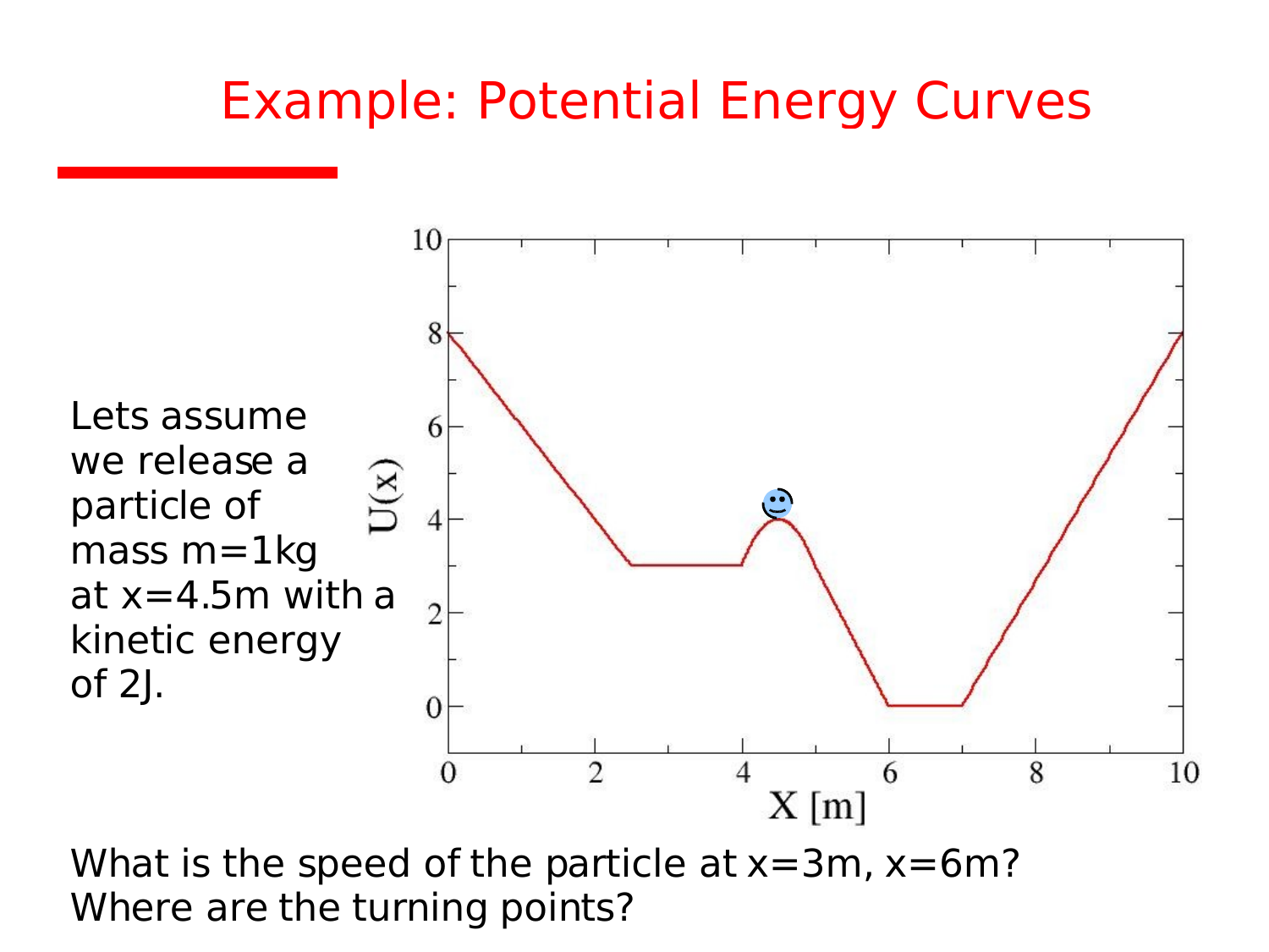# Example: Potential Energy Curves

Lets assume we release a particle of mass m=1kg at x=4.5m with a kinetic energy of 2J.

What is the speed of the particle at x=3m, x=6m?
Where are the turning points?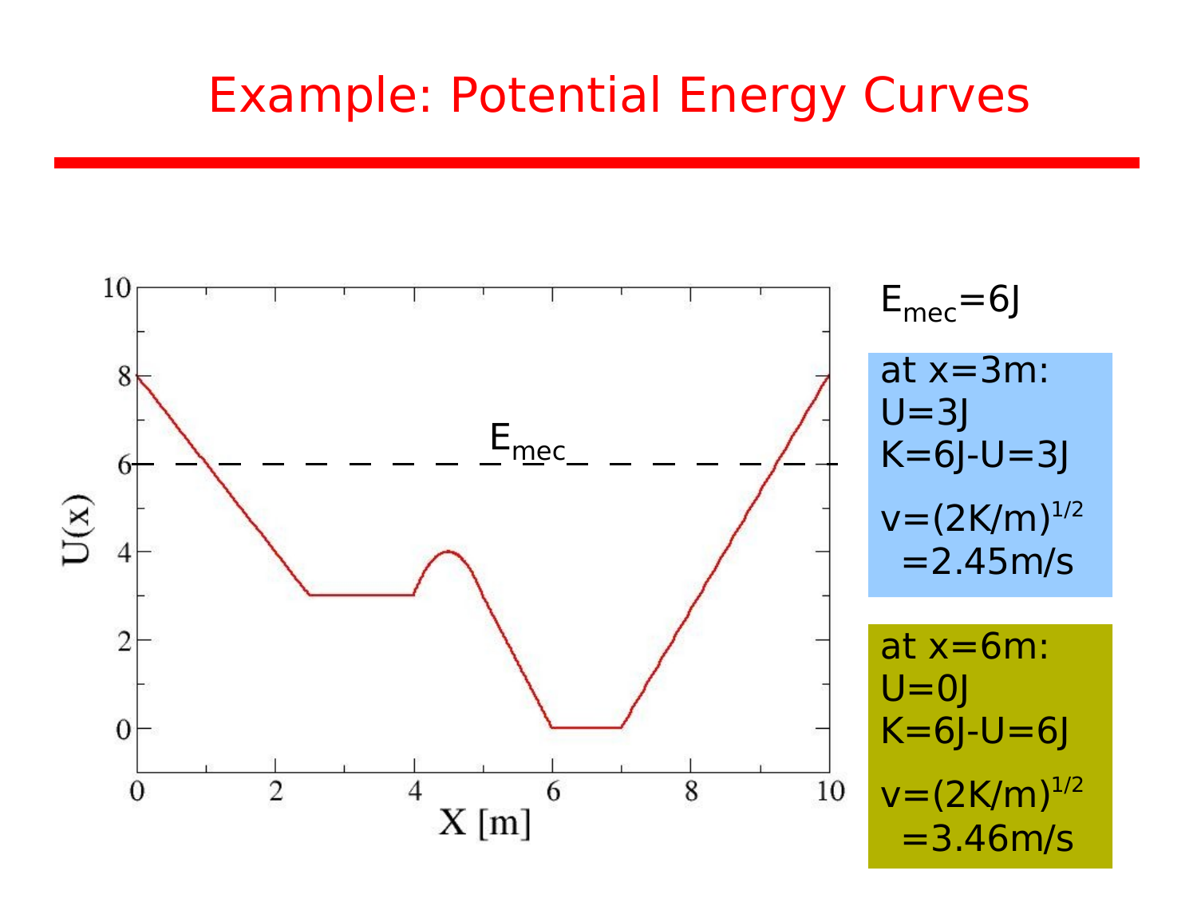# Example: Potential Energy Curves

$E_{mec}$=6J

at x=3m:
U=3J
K=6J-U=3J

$v=(2K/m)^{1/2}$
=2.45m/s

at x=6m:
U=0J
K=6J-U=6J

$v=(2K/m)^{1/2}$
=3.46m/s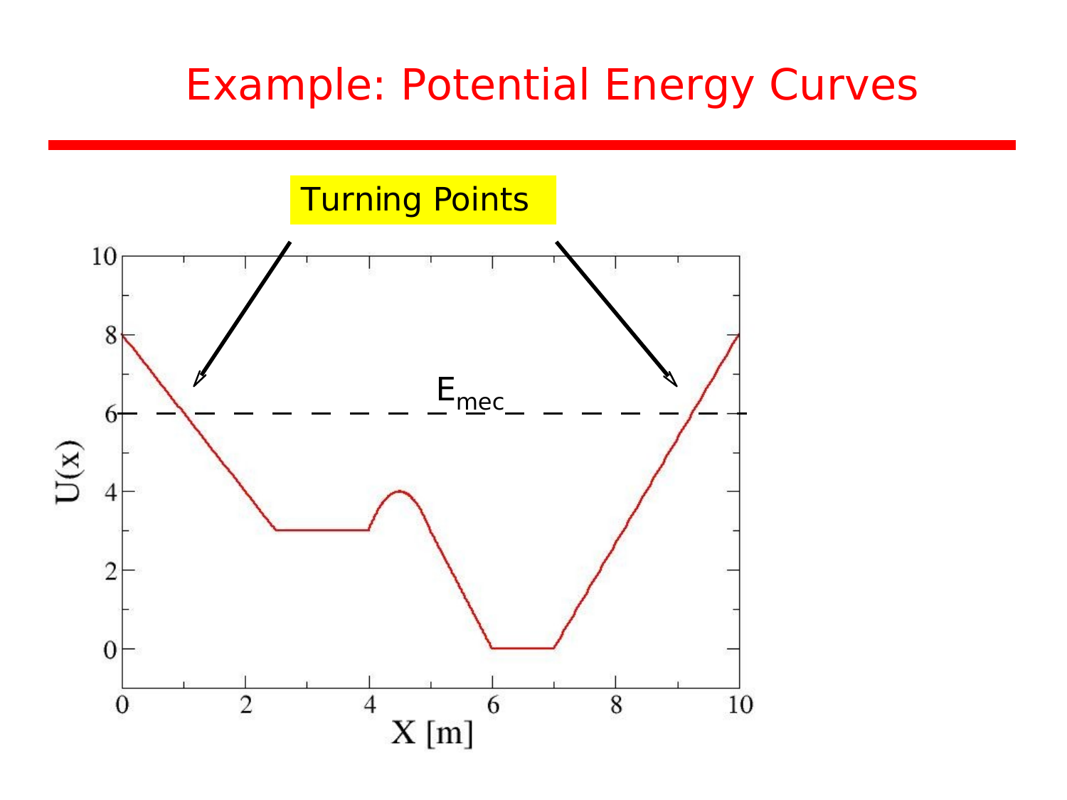# Example: Potential Energy Curves

Turning Points

$E_{mec}$

U(x)

X [m]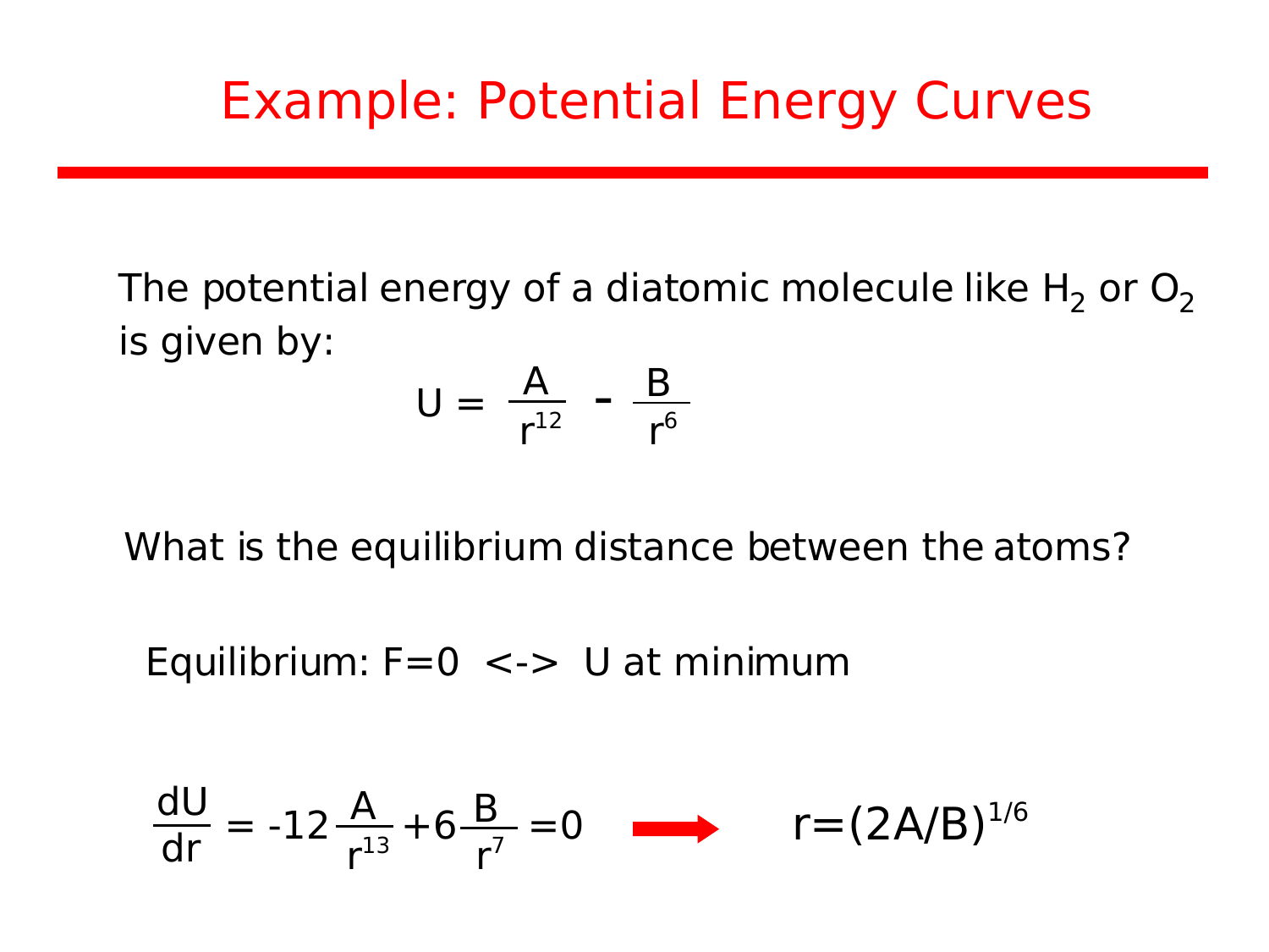# Example: Potential Energy Curves

The potential energy of a diatomic molecule like $H_2$ or $O_2$ is given by:

$$U = \frac{A}{r^{12}} - \frac{B}{r^6}$$

What is the equilibrium distance between the atoms?

Equilibrium: F=0 <-> U at minimum

$$\frac{dU}{dr} = -12\frac{A}{r^{13}} + 6\frac{B}{r^7} = 0 \quad \Rightarrow \quad r = (2A/B)^{1/6}$$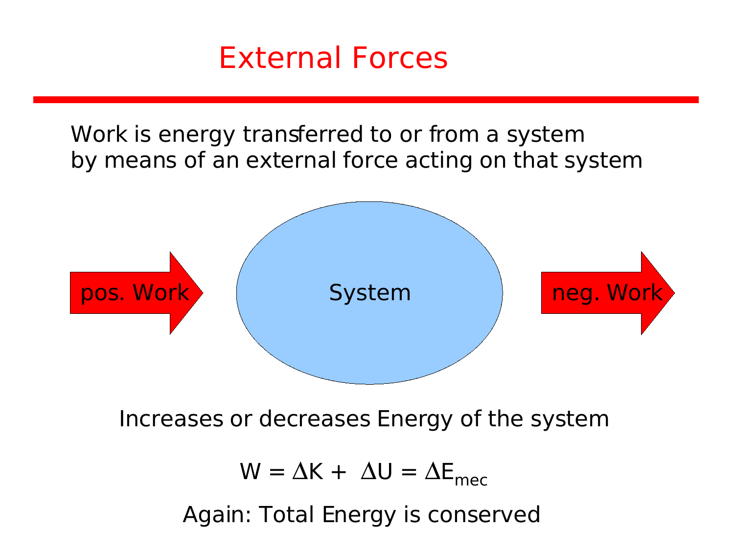# External Forces

Work is energy transferred to or from a system by means of an external force acting on that system

pos. Work → System → neg. Work

Increases or decreases Energy of the system

$$W = \Delta K + \Delta U = \Delta E_{mec}$$

Again: Total Energy is conserved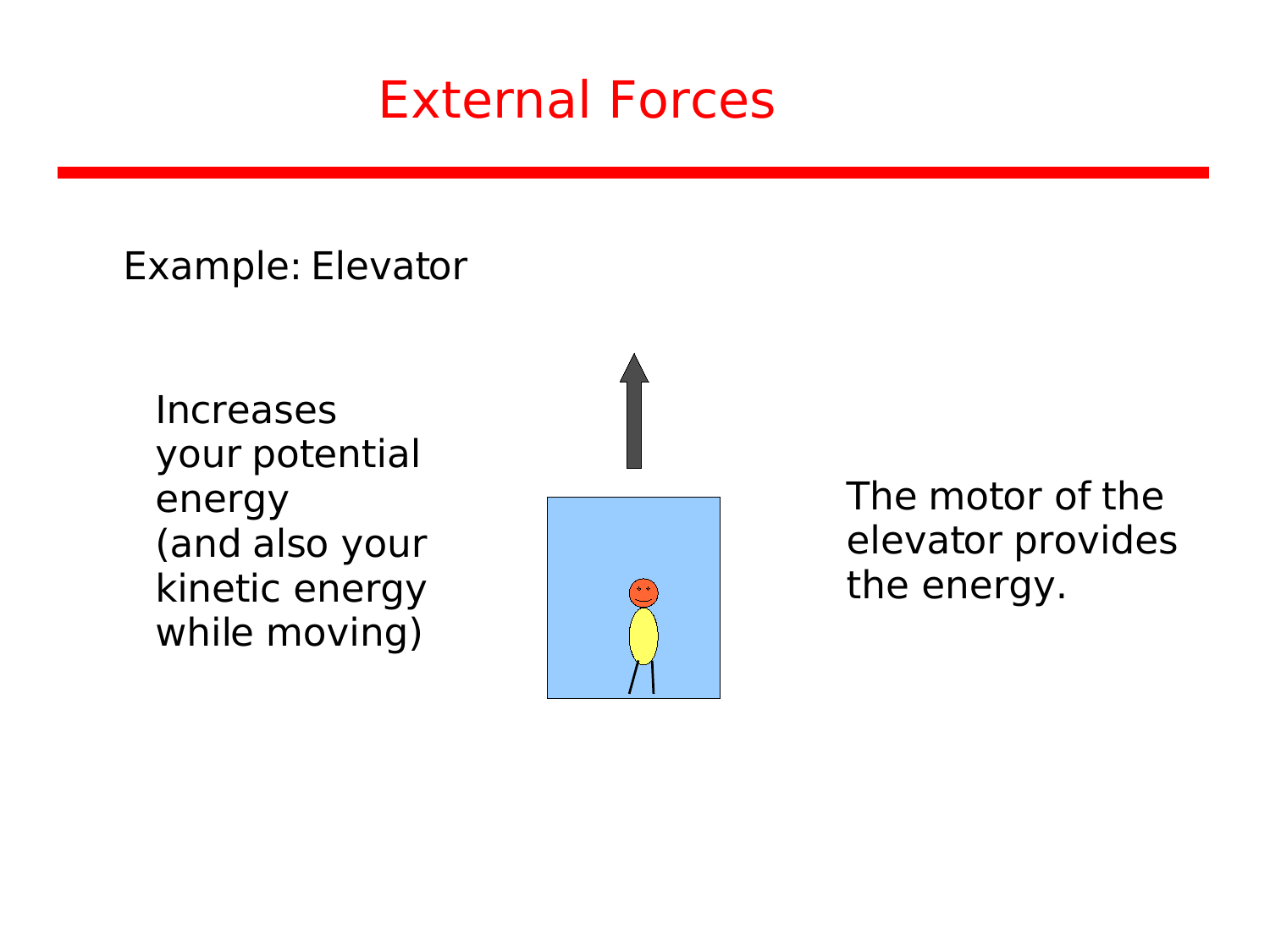# External Forces

Example: Elevator

Increases your potential energy (and also your kinetic energy while moving)

The motor of the elevator provides the energy.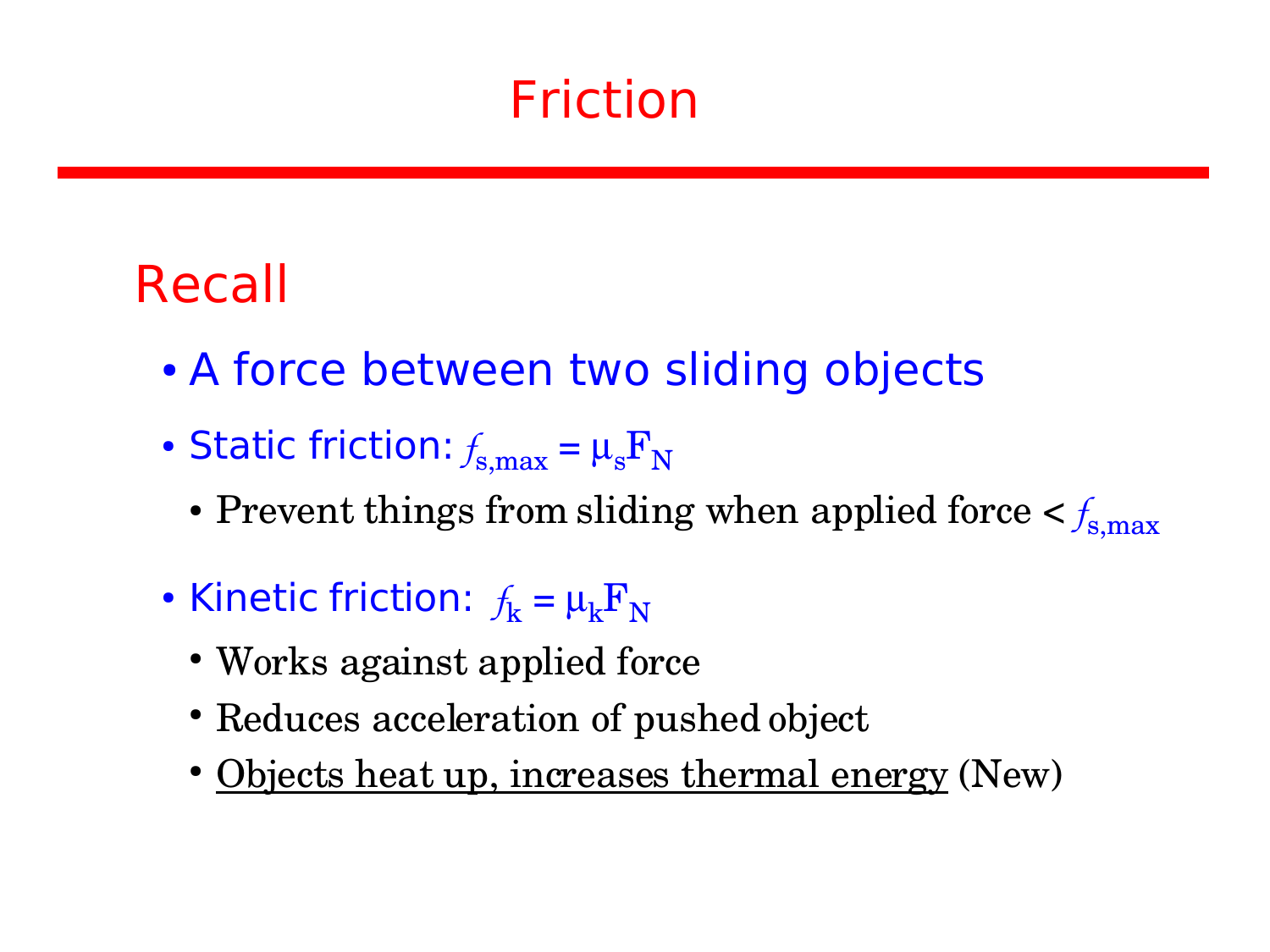# Friction

## Recall

- A force between two sliding objects
- Static friction: $f_{s,max} = \mu_s F_N$
  - Prevent things from sliding when applied force < $f_{s,max}$
- Kinetic friction: $f_k = \mu_k F_N$
  - Works against applied force
  - Reduces acceleration of pushed object
  - <u>Objects heat up, increases thermal energy</u> (New)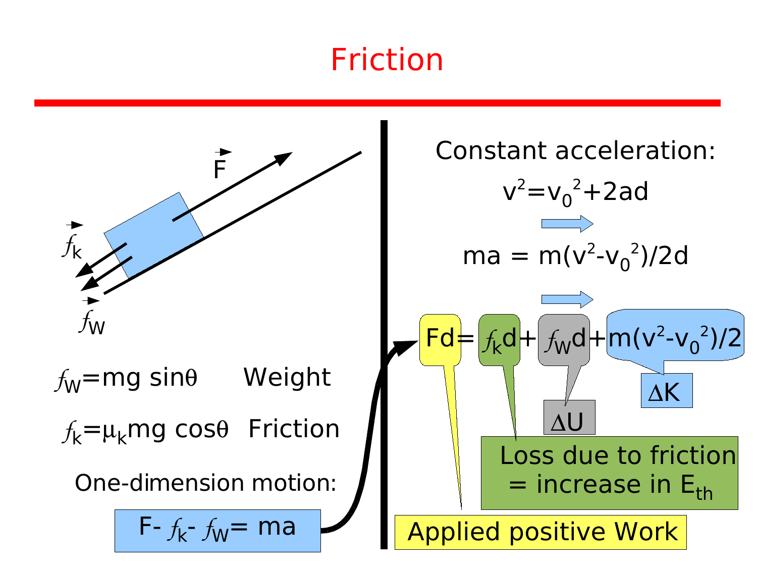# Friction

$\vec{F}$

$\vec{f}_k$

$\vec{f}_W$

$f_W = mg\sin\theta$ Weight

$f_k = \mu_k mg\cos\theta$ Friction

One-dimension motion:

$F - f_k - f_W = ma$

Constant acceleration:

$v^2 = v_0^2 + 2ad$

$ma = m(v^2 - v_0^2)/2d$

$Fd = f_k d + f_W d + m(v^2 - v_0^2)/2$

$Fd$: Applied positive Work

$f_k d$: Loss due to friction = increase in $E_{th}$

$f_W d$: $\Delta U$

$m(v^2 - v_0^2)/2$: $\Delta K$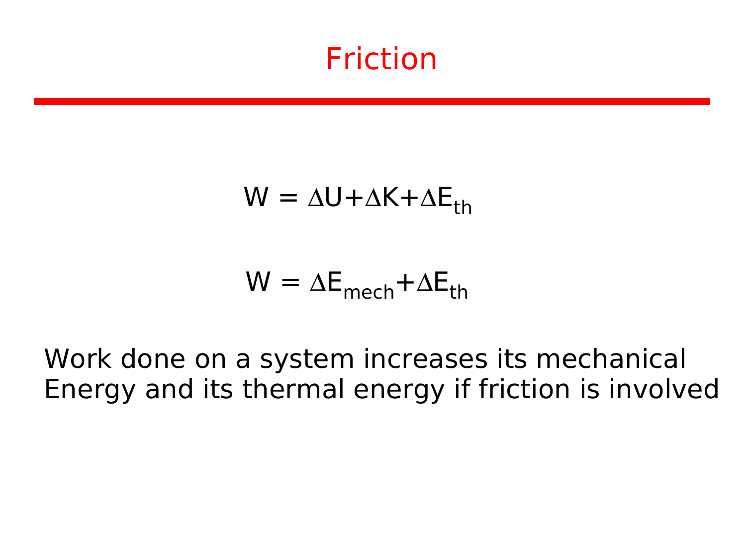# Friction

$$W = \Delta U + \Delta K + \Delta E_{th}$$

$$W = \Delta E_{mech} + \Delta E_{th}$$

Work done on a system increases its mechanical Energy and its thermal energy if friction is involved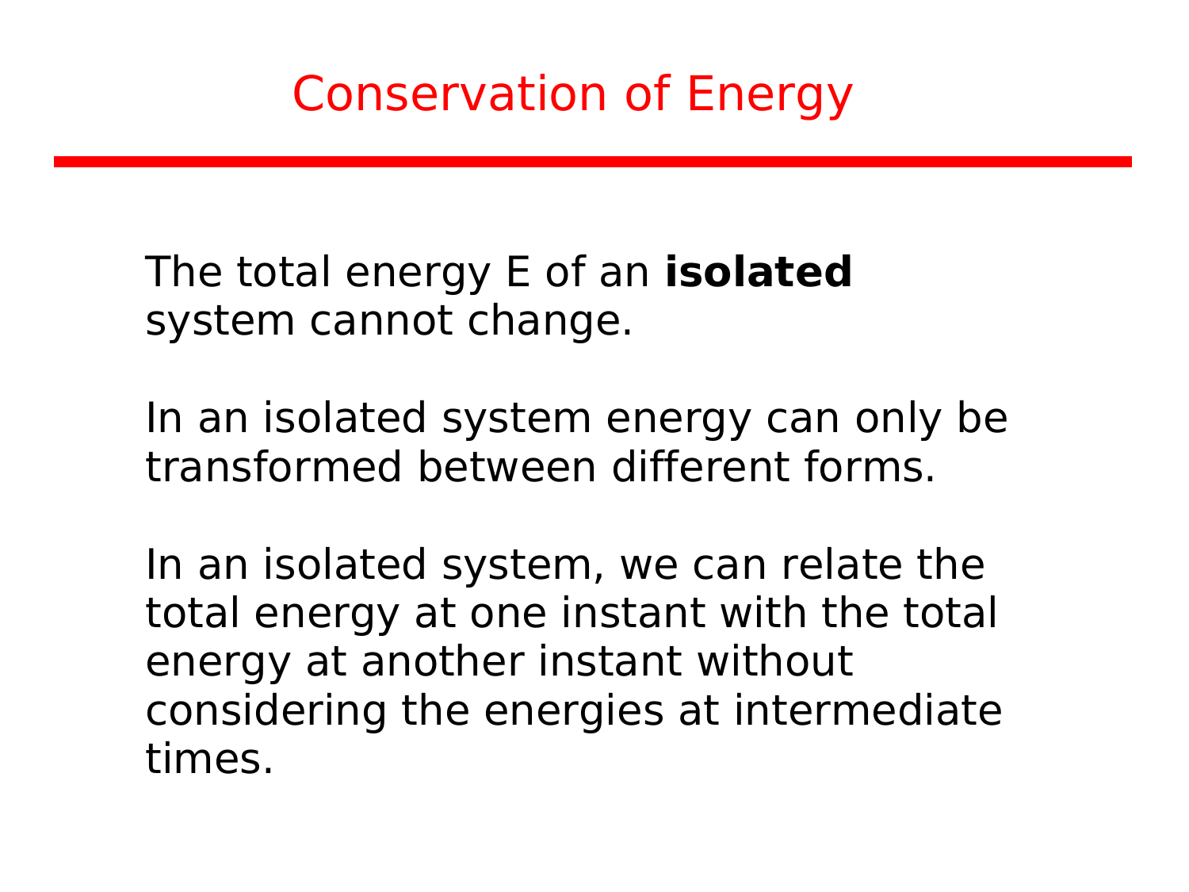# Conservation of Energy

The total energy E of an **isolated** system cannot change.

In an isolated system energy can only be transformed between different forms.

In an isolated system, we can relate the total energy at one instant with the total energy at another instant without considering the energies at intermediate times.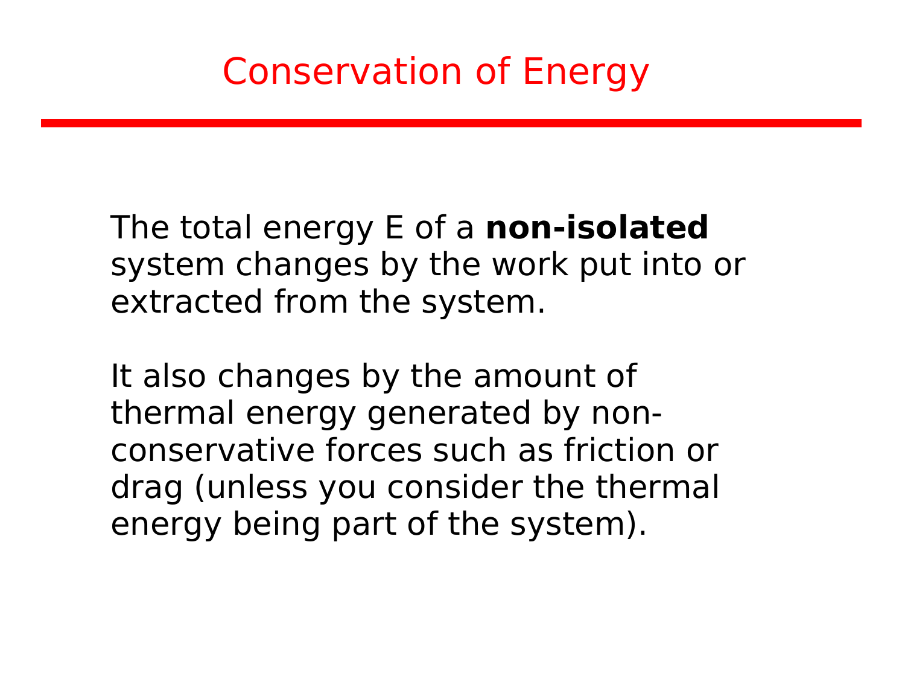# Conservation of Energy

The total energy E of a **non-isolated** system changes by the work put into or extracted from the system.

It also changes by the amount of thermal energy generated by non-conservative forces such as friction or drag (unless you consider the thermal energy being part of the system).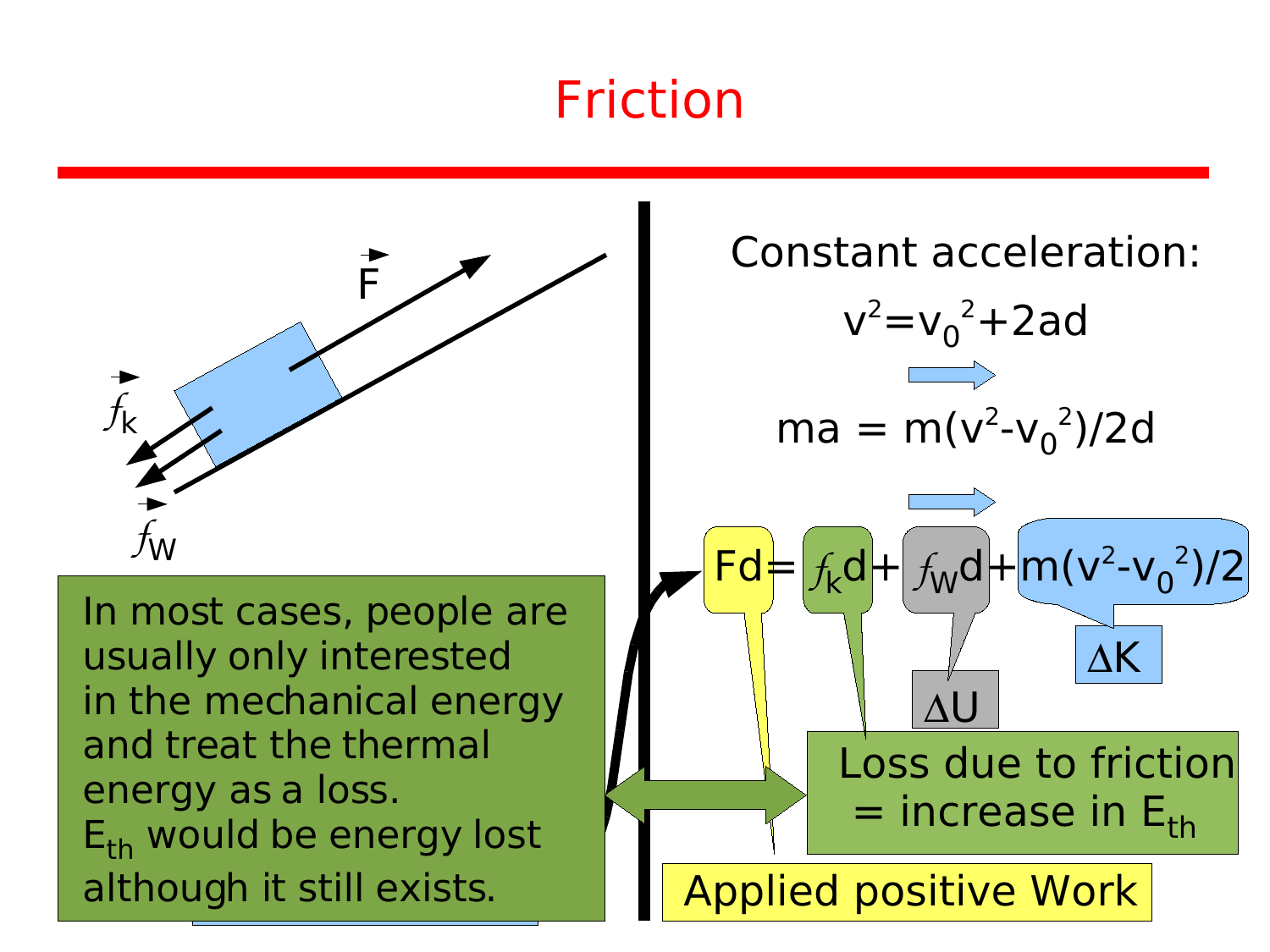# Friction

$\vec{F}$

$\vec{f}_k$

$\vec{f}_W$

Constant acceleration:

$$v^2 = v_0^2 + 2ad$$

$$ma = m(v^2 - v_0^2)/2d$$

$$Fd = f_k d + f_W d + m(v^2 - v_0^2)/2$$

$\Delta U$

$\Delta K$

Loss due to friction = increase in $E_{th}$

Applied positive Work

In most cases, people are usually only interested in the mechanical energy and treat the thermal energy as a loss. $E_{th}$ would be energy lost although it still exists.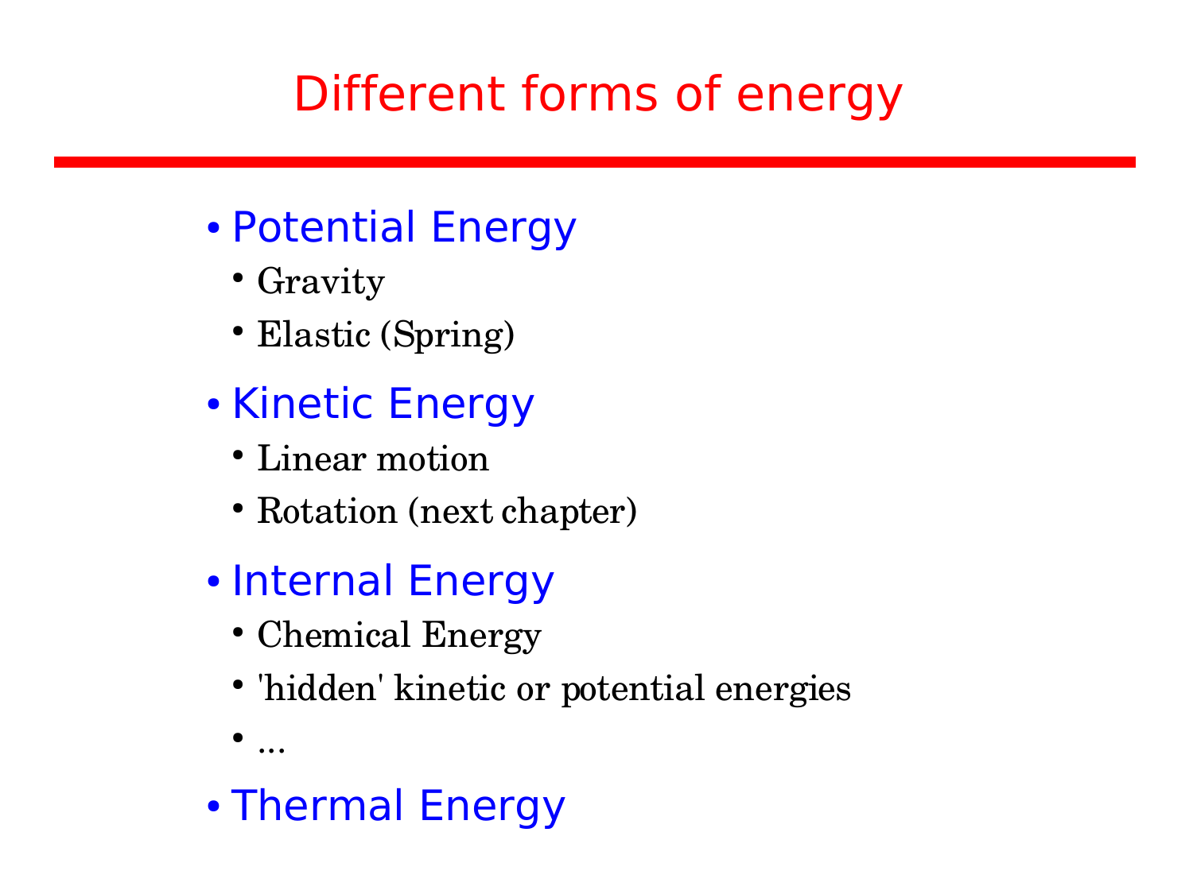# Different forms of energy

- Potential Energy
  - Gravity
  - Elastic (Spring)
- Kinetic Energy
  - Linear motion
  - Rotation (next chapter)
- Internal Energy
  - Chemical Energy
  - 'hidden' kinetic or potential energies
  - ...
- Thermal Energy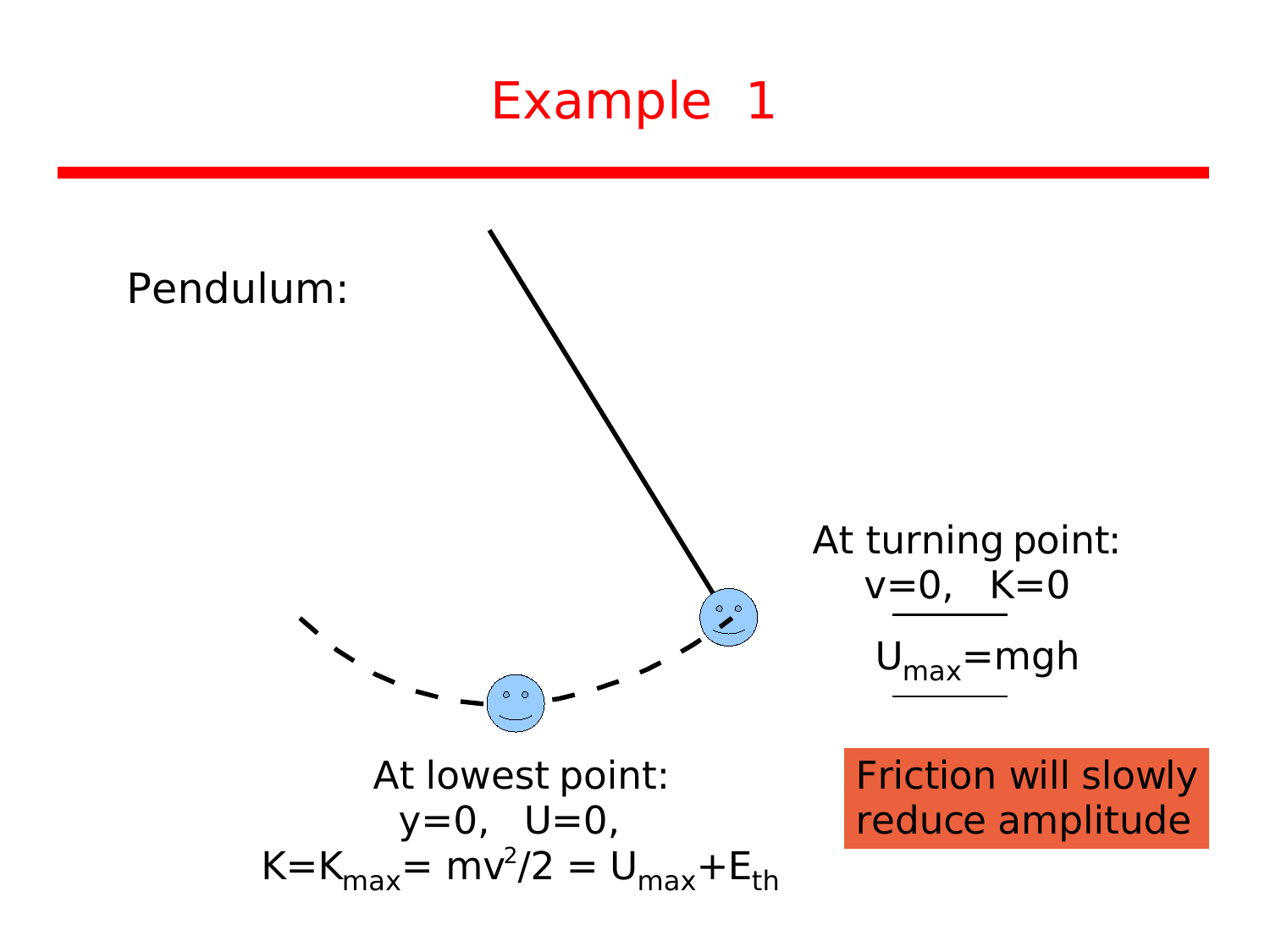# Example 1

Pendulum:

At turning point:
v=0, K=0

$U_{max}$=mgh

At lowest point:
y=0, U=0,
$K=K_{max}= mv^2/2 = U_{max}+E_{th}$

Friction will slowly reduce amplitude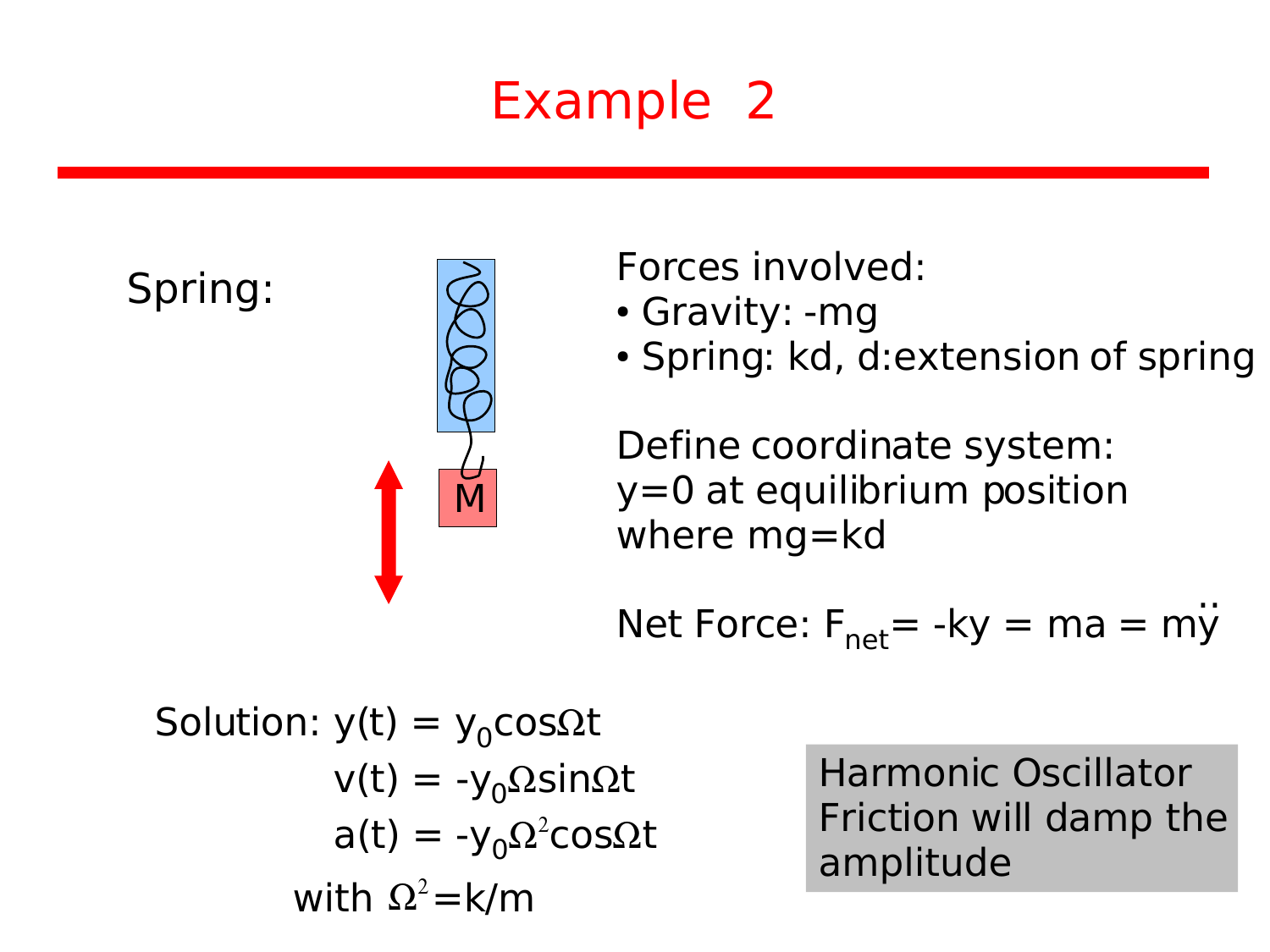# Example 2

Spring:

M

Forces involved:

- Gravity: $-mg$
- Spring: $kd$, $d$:extension of spring

Define coordinate system:
$y=0$ at equilibrium position
where $mg=kd$

Net Force: $F_{net} = -ky = ma = m\ddot{y}$

Solution: $y(t) = y_0 \cos\Omega t$

$v(t) = -y_0\Omega \sin\Omega t$

$a(t) = -y_0\Omega^2 \cos\Omega t$

with $\Omega^2 = k/m$

Harmonic Oscillator
Friction will damp the amplitude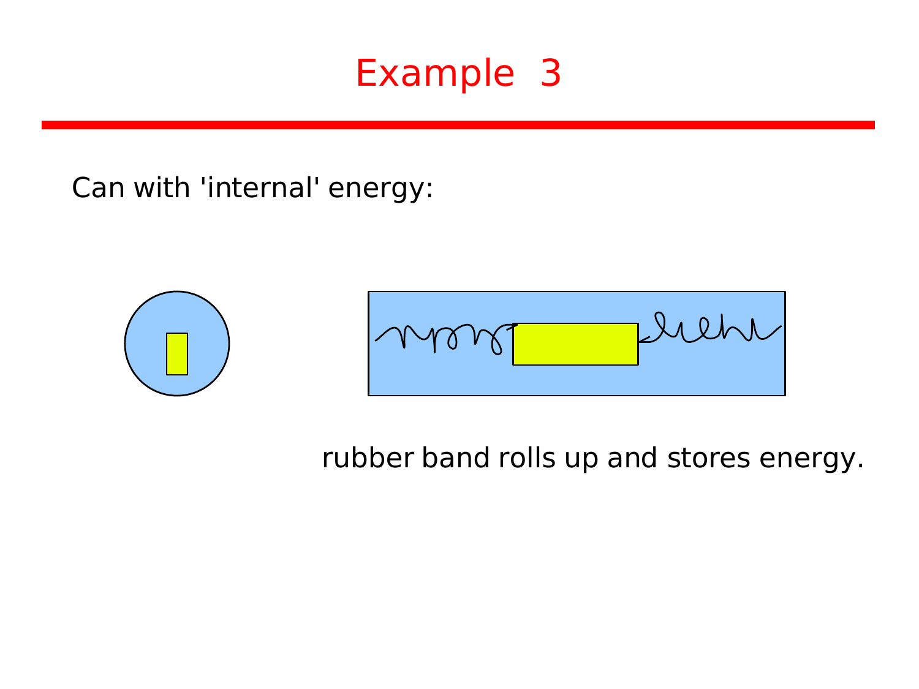# Example 3

Can with 'internal' energy:

rubber band rolls up and stores energy.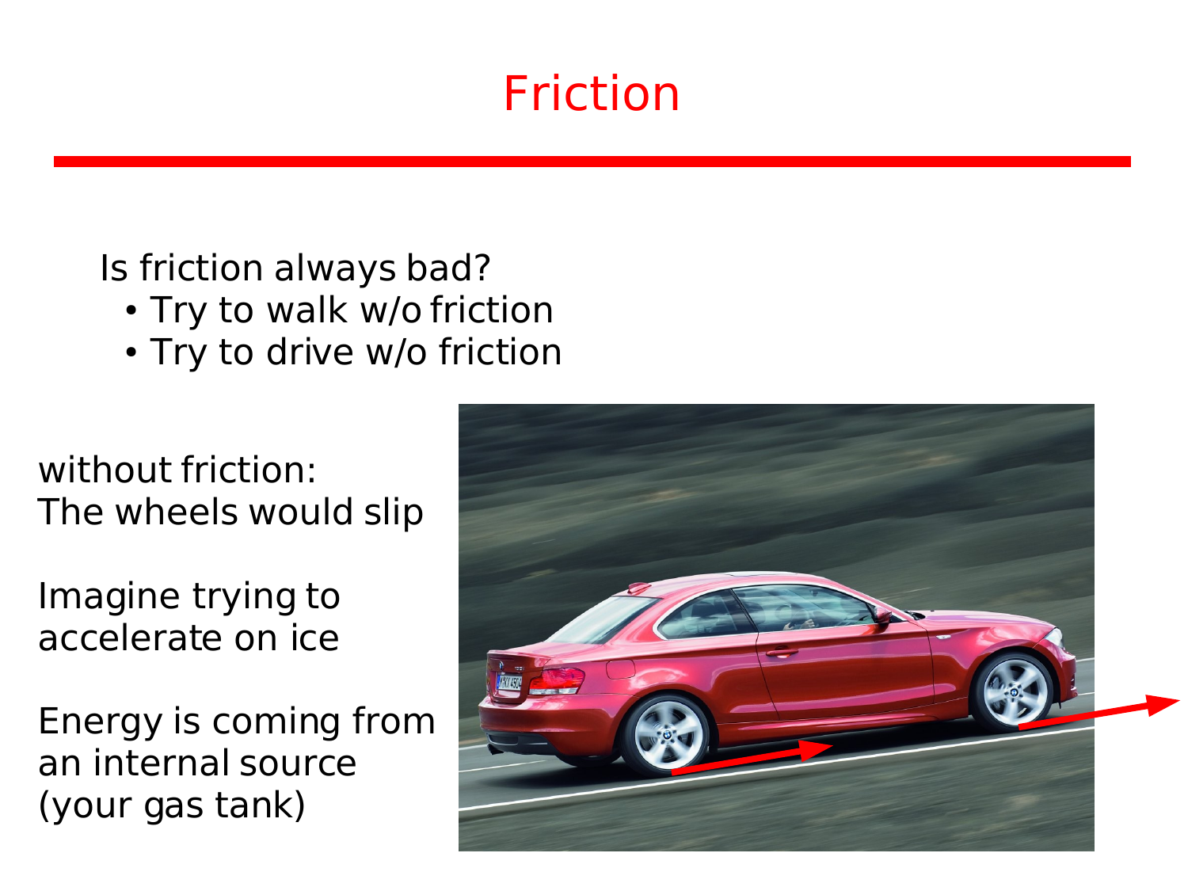# Friction

Is friction always bad?

- Try to walk w/o friction
- Try to drive w/o friction

without friction:
The wheels would slip

Imagine trying to accelerate on ice

Energy is coming from an internal source (your gas tank)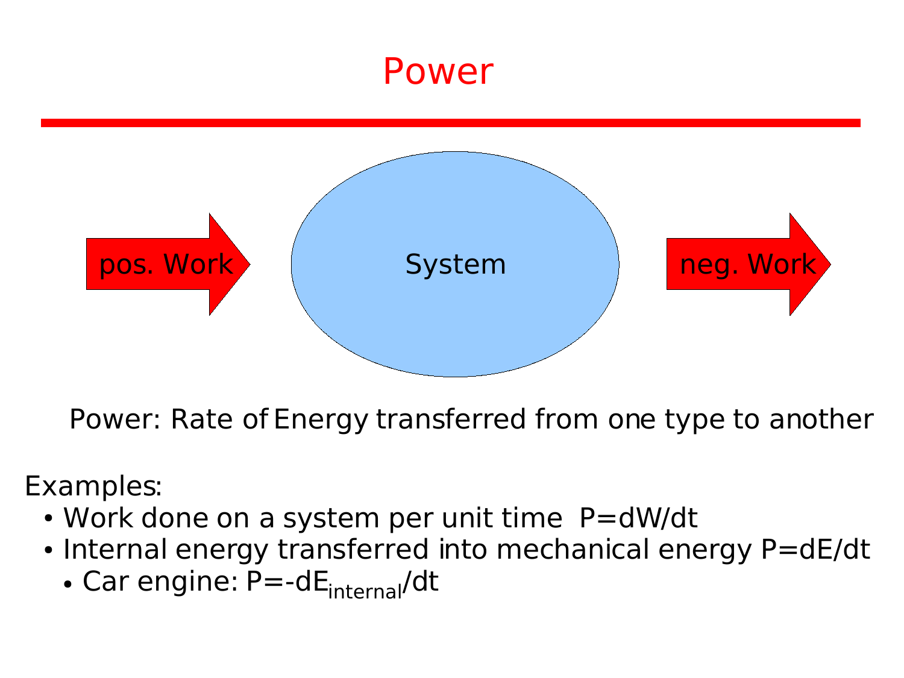# Power

pos. Work

System

neg. Work

Power: Rate of Energy transferred from one type to another

Examples:

- Work done on a system per unit time $P=dW/dt$
- Internal energy transferred into mechanical energy $P=dE/dt$
  - Car engine: $P=-dE_{internal}/dt$